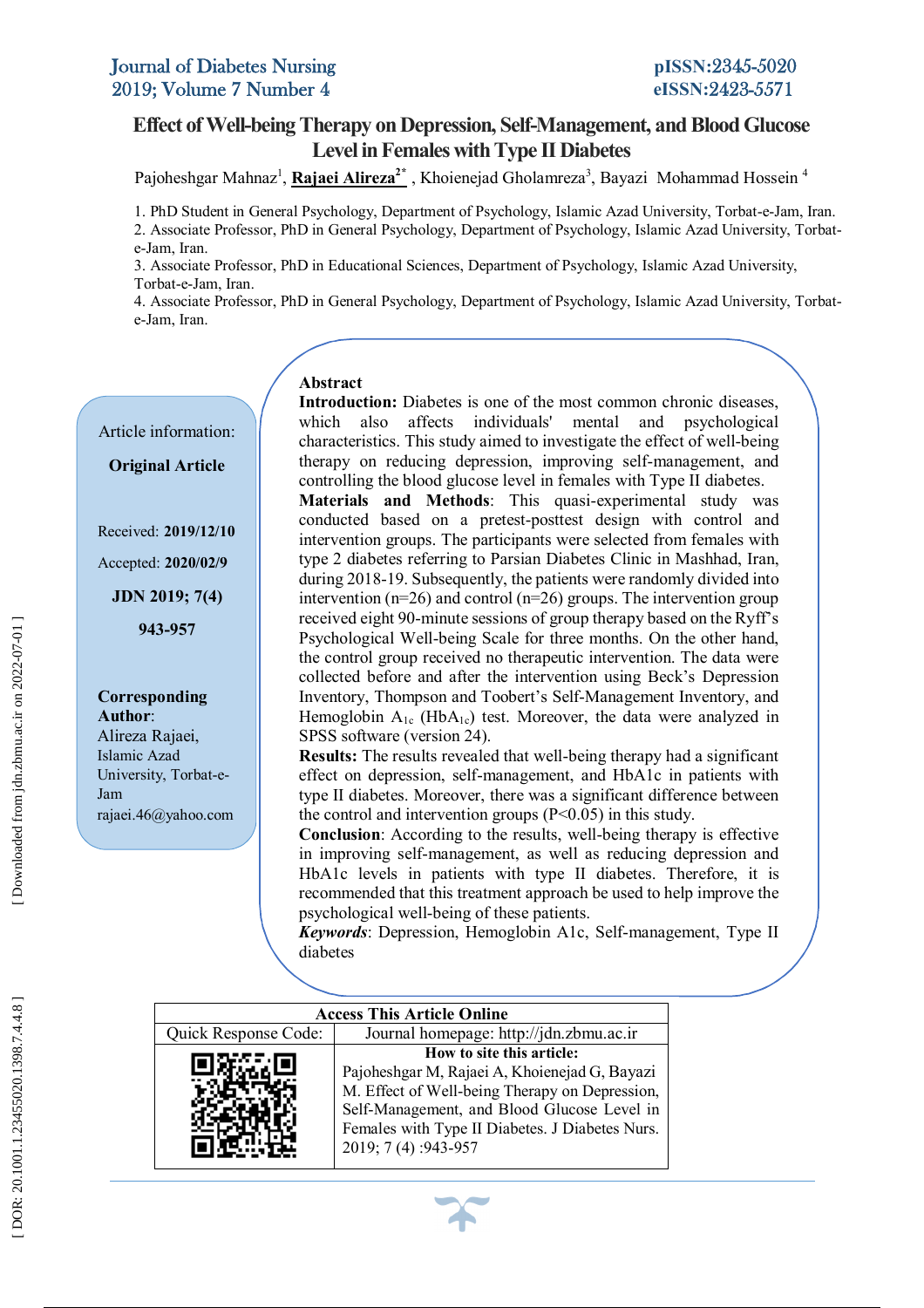# Effect of Well-being Therapy on Depression, Self-Management, and Blood Glucose Level in Females with Type II Diabetes

Pajoheshgar Mahnaz[1], **Rajaei Alireza[2*]**, Khoienejad Gholamreza[3], Bayazi Mohammad Hossein[4]

1. PhD Student in General Psychology, Department of Psychology, Islamic Azad University, Torbat-e-Jam, Iran.
2. Associate Professor, PhD in General Psychology, Department of Psychology, Islamic Azad University, Torbat-e-Jam, Iran.
3. Associate Professor, PhD in Educational Sciences, Department of Psychology, Islamic Azad University, Torbat-e-Jam, Iran.
4. Associate Professor, PhD in General Psychology, Department of Psychology, Islamic Azad University, Torbat-e-Jam, Iran.

Article information:

**Original Article**

Received: **2019/12/10**

Accepted: **2020/02/9**

**JDN 2019; 7(4)**

**943-957**

**Corresponding Author**:
Alireza Rajaei,
Islamic Azad University, Torbat-e-Jam
rajaei.46@yahoo.com

## Abstract

**Introduction:** Diabetes is one of the most common chronic diseases, which also affects individuals' mental and psychological characteristics. This study aimed to investigate the effect of well-being therapy on reducing depression, improving self-management, and controlling the blood glucose level in females with Type II diabetes.

**Materials and Methods**: This quasi-experimental study was conducted based on a pretest-posttest design with control and intervention groups. The participants were selected from females with type 2 diabetes referring to Parsian Diabetes Clinic in Mashhad, Iran, during 2018-19. Subsequently, the patients were randomly divided into intervention (n=26) and control (n=26) groups. The intervention group received eight 90-minute sessions of group therapy based on the Ryff's Psychological Well-being Scale for three months. On the other hand, the control group received no therapeutic intervention. The data were collected before and after the intervention using Beck's Depression Inventory, Thompson and Toobert's Self-Management Inventory, and Hemoglobin $A_{1c}$ ($HbA_{1c}$) test. Moreover, the data were analyzed in SPSS software (version 24).

**Results:** The results revealed that well-being therapy had a significant effect on depression, self-management, and HbA1c in patients with type II diabetes. Moreover, there was a significant difference between the control and intervention groups ($P<0.05$) in this study.

**Conclusion**: According to the results, well-being therapy is effective in improving self-management, as well as reducing depression and HbA1c levels in patients with type II diabetes. Therefore, it is recommended that this treatment approach be used to help improve the psychological well-being of these patients.

***Keywords***: Depression, Hemoglobin A1c, Self-management, Type II diabetes

| Access This Article Online | |
|---|---|
| Quick Response Code: | Journal homepage: http://jdn.zbmu.ac.ir |
| | **How to site this article:** Pajoheshgar M, Rajaei A, Khoienejad G, Bayazi M. Effect of Well-being Therapy on Depression, Self-Management, and Blood Glucose Level in Females with Type II Diabetes. J Diabetes Nurs. 2019; 7 (4) :943-957 |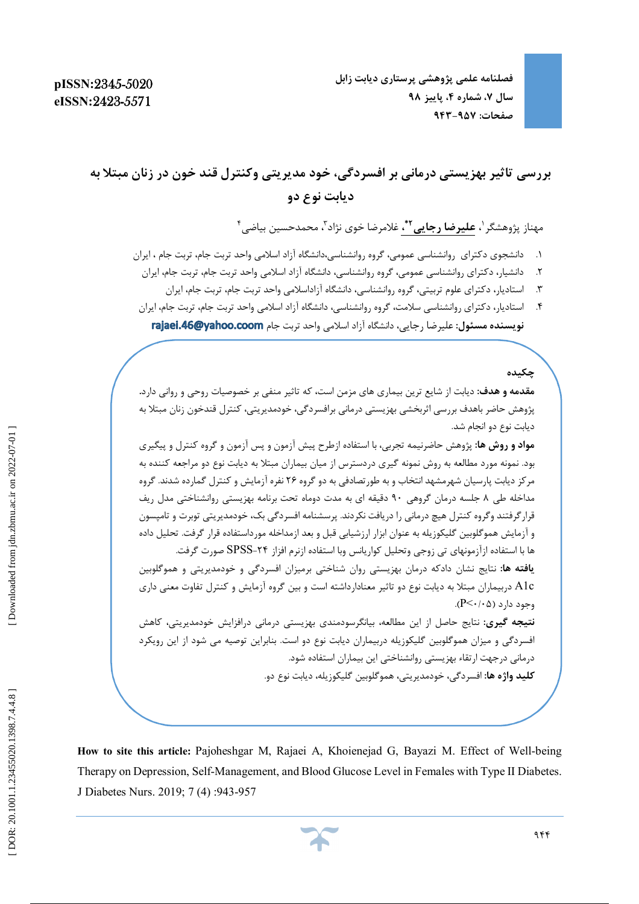pISSN:2345-5020
eISSN:2423-5571

# بررسی تاثیر بهزیستی درمانی بر افسردگی، خود مدیریتی وکنترل قند خون در زنان مبتلا به دیابت نوع دو

مهناز پژوهشگر[1]، **علیرضا رجایی**[2*]، غلامرضا خوی نژاد[3]، محمدحسین بیاضی[4]

۱. دانشجوی دکترای روانشناسی عمومی، گروه روانشناسی،دانشگاه آزاد اسلامی واحد تربت جام، تربت جام ، ایران
۲. دانشیار، دکترای روانشناسی عمومی، گروه روانشناسی، دانشگاه آزاد اسلامی واحد تربت جام، تربت جام، ایران
۳. استادیار، دکترای علوم تربیتی، گروه روانشناسی، دانشگاه آزاداسلامی واحد تربت جام، تربت جام، ایران
۴. استادیار، دکترای روانشناسی سلامت، گروه روانشناسی، دانشگاه آزاد اسلامی واحد تربت جام، تربت جام، ایران

**نویسنده مسئول:** علیرضا رجایی، دانشگاه آزاد اسلامی واحد تربت جام **rajaei.46@yahoo.coom**

## چکیده

**مقدمه و هدف:** دیابت از شایع ترین بیماری های مزمن است، که تاثیر منفی بر خصوصیات روحی و روانی دارد. پژوهش حاضر باهدف بررسی اثربخشی بهزیستی درمانی برافسردگی، خودمدیریتی، کنترل قندخون زنان مبتلا به دیابت نوع دو انجام شد.

**مواد و روش ها:** پژوهش حاضرنیمه تجربی، با استفاده ازطرح پیش آزمون و پس آزمون و گروه کنترل و پیگیری بود. نمونه مورد مطالعه به روش نمونه گیری دردسترس از میان بیماران مبتلا به دیابت نوع دو مراجعه کننده به مرکز دیابت پارسیان شهرمشهد انتخاب و به طورتصادفی به دو گروه ۲۶ نفره آزمایش و کنترل گمارده شدند. گروه مداخله طی ۸ جلسه درمان گروهی ۹۰ دقیقه ای به مدت دوماه تحت برنامه بهزیستی روانشناختی مدل ریف قرارگرفتند وگروه کنترل هیچ درمانی را دریافت نکردند. پرسشنامه افسردگی بک، خودمدیریتی توبرت و تامپسون و آزمایش هموگلوبین گلیکوزیله به عنوان ابزار ارزشیابی قبل و بعد ازمداخله مورداستفاده قرار گرفت. تحلیل داده ها با استفاده ازآزمونهای تی زوجی وتحلیل کواریانس وبا استفاده ازنرم افزار SPSS-۲۴ صورت گرفت.

**یافته ها:** نتایج نشان دادکه درمان بهزیستی روان شناختی برمیزان افسردگی و خودمدیریتی و هموگلوبین A1c دربیماران مبتلا به دیابت نوع دو تاثیر معناداداشته است و بین گروه آزمایش و کنترل تفاوت معنی داری وجود دارد ($P<0.05$).

**نتیجه گیری:** نتایج حاصل از این مطالعه، بیانگرسودمندی بهزیستی درمانی درافزایش خودمدیریتی، کاهش افسردگی و میزان هموگلوبین گلیکوزیله دربیماران دیابت نوع دو است. بنابراین توصیه می شود از این رویکرد درمانی درجهت ارتقاء بهزیستی روانشناختی این بیماران استفاده شود.

**کلید واژه ها:** افسردگی، خودمدیریتی، هموگلوبین گلیکوزیله، دیابت نوع دو.

**How to site this article:** Pajoheshgar M, Rajaei A, Khoienejad G, Bayazi M. Effect of Well-being Therapy on Depression, Self-Management, and Blood Glucose Level in Females with Type II Diabetes. J Diabetes Nurs. 2019; 7 (4) :943-957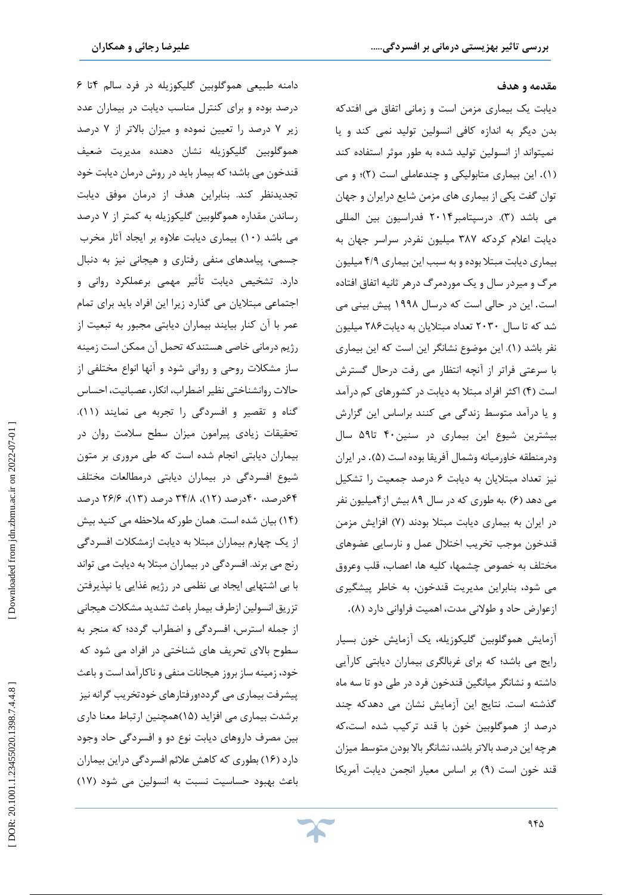### مقدمه و هدف

دیابت یک بیماری مزمن است و زمانی اتفاق می افتدکه بدن دیگر به اندازه کافی انسولین تولید نمی کند و یا نمیتواند از انسولین تولید شده به طور موثر استفاده کند (۱). این بیماری متابولیکی و چندعاملی است (۲)؛ و می توان گفت یکی از بیماری های مزمن شایع درایران و جهان می باشد (۳). درسپتامبر۲۰۱۴ فدراسیون بین المللی دیابت اعلام کردکه ۳۸۷ میلیون نفردر سراسر جهان به بیماری دیابت مبتلا بوده و به سبب این بیماری ۴/۹ میلیون مرگ و میردر سال و یک موردمرگ درهر ثانیه اتفاق افتاده است. این در حالی است که درسال ۱۹۹۸ پیش بینی می شد که تا سال ۲۰۳۰ تعداد مبتلایان به دیابت۲۸۶ میلیون نفر باشد (۱). این موضوع نشانگر این است که این بیماری با سرعتی فراتر از آنچه انتظار می رفت درحال گسترش است (۴) اکثر افراد مبتلا به دیابت در کشورهای کم درآمد و یا درآمد متوسط زندگی می کنند براساس این گزارش بیشترین شیوع این بیماری در سنین۴۰ تا۵۹ سال ودرمنطقه خاورمیانه وشمال آفریقا بوده است (۵). در ایران نیز تعداد مبتلایان به دیابت ۶ درصد جمعیت را تشکیل می دهد (۶) .به طوری که در سال ۸۹ بیش از۴میلیون نفر در ایران به بیماری دیابت مبتلا بودند (۷) افزایش مزمن قندخون موجب تخریب اختلال عمل و نارسایی عضوهای مختلف به خصوص چشمها، کلیه ها، اعصاب، قلب وعروق می شود، بنابراین مدیریت قندخون، به خاطر پیشگیری ازعوارض حاد و طولانی مدت، اهمیت فراوانی دارد (۸).

آزمایش هموگلوبین گلیکوزیله، یک آزمایش خون بسیار رایج می باشد؛ که برای غربالگری بیماران دیابتی کارآیی داشته و نشانگر میانگین قندخون فرد در طی دو تا سه ماه گذشته است. نتایج این آزمایش نشان می دهدکه چند درصد از هموگلوبین خون با قند ترکیب شده است،که هرچه این درصد بالاتر باشد، نشانگر بالا بودن متوسط میزان قند خون است (۹) بر اساس معیار انجمن دیابت آمریکا دامنه طبیعی هموگلوبین گلیکوزیله در فرد سالم ۴تا ۶ درصد بوده و برای کنترل مناسب دیابت در بیماران عدد زیر ۷ درصد را تعیین نموده و میزان بالاتر از ۷ درصد هموگلوبین گلیکوزیله نشان دهنده مدیریت ضعیف قندخون می باشد؛ که بیمار باید در روش درمان دیابت خود تجدیدنظر کند. بنابراین هدف از درمان موفق دیابت رساندن مقداره هموگلوبین گلیکوزیله به کمتر از ۷ درصد می باشد (۱۰) بیماری دیابت علاوه بر ایجاد آثار مخرب جسمی، پیامدهای منفی رفتاری و هیجانی نیز به دنبال دارد. تشخیص دیابت تأثیر مهمی برعملکرد روانی و اجتماعی مبتلایان می گذارد زیرا این افراد باید برای تمام عمر با آن کنار بیایند بیماران دیابتی مجبور به تبعیت از رژیم درمانی خاصی هستندکه تحمل آن ممکن است زمینه ساز مشکلات روحی و روانی شود و آنها انواع مختلفی از حالات روانشناختی نظیر اضطراب، انکار، عصبانیت، احساس گناه و تقصیر و افسردگی را تجربه می نمایند (۱۱). تحقیقات زیادی پیرامون میزان سطح سلامت روان در بیماران دیابتی انجام شده است که طی مروری بر متون شیوع افسردگی در بیماران دیابتی درمطالعات مختلف ۶۴درصد، ۴۰درصد (۱۲)، ۳۴/۸ درصد (۱۳)، ۲۶/۶ درصد (۱۴) بیان شده است. همان طورکه ملاحظه می کنید بیش از یک چهارم بیماران مبتلا به دیابت ازمشکلات افسردگی رنج می برند. افسردگی در بیماران مبتلا به دیابت می تواند با بی اشتهایی ایجاد بی نظمی در رژیم غذایی یا نپذیرفتن تزریق انسولین ازطرف بیمار باعث تشدید مشکلات هیجانی از جمله استرس، افسردگی و اضطراب گردد؛ که منجر به سطوح بالای تحریف های شناختی در افراد می شود که خود، زمینه ساز بروز هیجانات منفی و ناکارآمد است و باعث پیشرفت بیماری می گردد؛ورفتارهای خودتخریب گرانه نیز برشدت بیماری می افزاید (۱۵)همچنین ارتباط معنا داری بین مصرف داروهای دیابت نوع دو و افسردگی حاد وجود دارد (۱۶) بطوری که کاهش علائم افسردگی دراین بیماران باعث بهبود حساسیت نسبت به انسولین می شود (۱۷)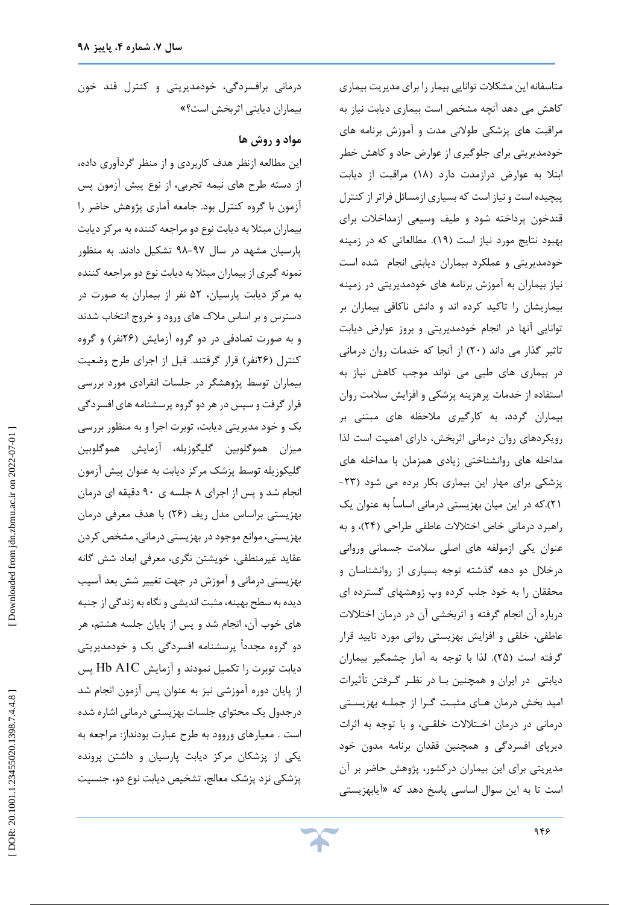متاسفانه این مشکلات توانایی بیمار را برای مدیریت بیماری کاهش می دهد آنچه مشخص است بیماری دیابت نیاز به مراقبت های پزشکی طولانی مدت و آموزش برنامه های خودمدیریتی برای جلوگیری از عوارض حاد و کاهش خطر ابتلا به عوارض درازمدت دارد (۱۸) مراقبت از دیابت پیچیده است و نیاز است که بسیاری ازمسائل فراتر از کنترل قندخون پرداخته شود و طیف وسیعی ازمداخلات برای بهبود نتایج مورد نیاز است (۱۹). مطالعاتی که در زمینه خودمدیریتی و عملکرد بیماران دیابتی انجام شده است نیاز بیماران به آموزش برنامه های خودمدیریتی در زمینه بیماریشان را تاکید کرده اند و دانش ناکافی بیماران بر توانایی آنها در انجام خودمدیریتی و بروز عوارض دیابت تاثیر گذار می داند (۲۰) از آنجا که خدمات روان درمانی در بیماری های طبی می تواند موجب کاهش نیاز به استفاده از خدمات پرهزینه پزشکی و افزایش سلامت روان بیماران گردد، به کارگیری ملاحظه های مبتنی بر رویکردهای روان درمانی اثربخش، دارای اهمیت است لذا مداخله های روانشناختی زیادی همزمان با مداخله های پزشکی برای مهار این بیماری بکار برده می شود (۲۳-۲۱).که در این میان بهزیستی درمانی اساساً به عنوان یک راهبرد درمانی خاص اختلالات عاطفی طراحی (۲۴)، و به عنوان یکی ازمولفه های اصلی سلامت جسمانی وروانی درخلال دو دهه گذشته توجه بسیاری از روانشناسان و محققان را به خود جلب کرده وپ ژوهشهای گسترده ای درباره آن انجام گرفته و اثربخشی آن در درمان اختلالات عاطفی، خلقی و افزایش بهزیستی روانی مورد تایید قرار گرفته است (۲۵). لذا با توجه به آمار چشمگیر بیماران دیابتی در ایران و همچنین بـا در نظـر گـرفتن تأثیرات امید بخش درمان هـای مثبـت گـرا از جملـه بهزیسـتی درمانی در درمان اخـتلالات خلقـی، و با توجه به اثرات دیرپای افسردگی و همچنین فقدان برنامه مدون خود مدیریتی برای این بیماران درکشور، پژوهش حاضر بر آن است تا به این سوال اساسی پاسخ دهد که «آیابهزیستی درمانی برافسردگی، خودمدیریتی و کنترل قند خون بیماران دیابتی اثربخش است؟»

## مواد و روش ها

این مطالعه ازنظر هدف کاربردی و از منظر گردآوری داده، از دسته طرح های نیمه تجربی، از نوع پیش آزمون پس آزمون با گروه کنترل بود. جامعه آماری پژوهش حاضر را بیماران مبتلا به دیابت نوع دو مراجعه کننده به مرکز دیابت پارسیان مشهد در سال ۹۷-۹۸ تشکیل دادند. به منظور نمونه گیری از بیماران مبتلا به دیابت نوع دو مراجعه کننده به مرکز دیابت پارسیان، ۵۲ نفر از بیماران به صورت در دسترس و بر اساس ملاک های ورود و خروج انتخاب شدند و به صورت تصادفی در دو گروه آزمایش (۲۶نفر) و گروه کنترل (۲۶نفر) قرار گرفتند. قبل از اجرای طرح وضعیت بیماران توسط پژوهشگر در جلسات انفرادی مورد بررسی قرار گرفت و سپس در هر دو گروه پرسشنامه های افسردگی بک و خود مدیریتی دیابت، توبرت اجرا و به منظور بررسی میزان هموگلوبین گلیگوزیله، آزمایش هموگلوبین گلیکوزیله توسط پزشک مرکز دیابت به عنوان پیش آزمون انجام شد و پس از اجرای ۸ جلسه ی ۹۰ دقیقه ای درمان بهزیستی براساس مدل ریف (۲۶) با هدف معرفی درمان بهزیستی، موانع موجود در بهزیستی درمانی, مشخص کردن عقاید غیرمنطقی، خویشتن نگری، معرفی ابعاد شش گانه بهزیستی درمانی و آموزش در جهت تغییر شش بعد آسیب دیده به سطح بهینه، مثبت اندیشی و نگاه به زندگی از جنبه های خوب آن، انجام شد و پس از پایان جلسه هشتم، هر دو گروه مجدداً پرسشنامه افسردگی بک و خودمدیریتی دیابت توبرت را تکمیل نمودند و آزمایش Hb A1C پس از پایان دوره آموزشی نیز به عنوان پس آزمون انجام شد درجدول یک محتوای جلسات بهزیستی درمانی اشاره شده است . معیارهای وروود به طرح عبارت بودنداز: مراجعه به یکی از پزشکان مرکز دیابت پارسیان و داشتن پرونده پزشکی نزد پزشک معالج، تشخیص دیابت نوع دو، جنسیت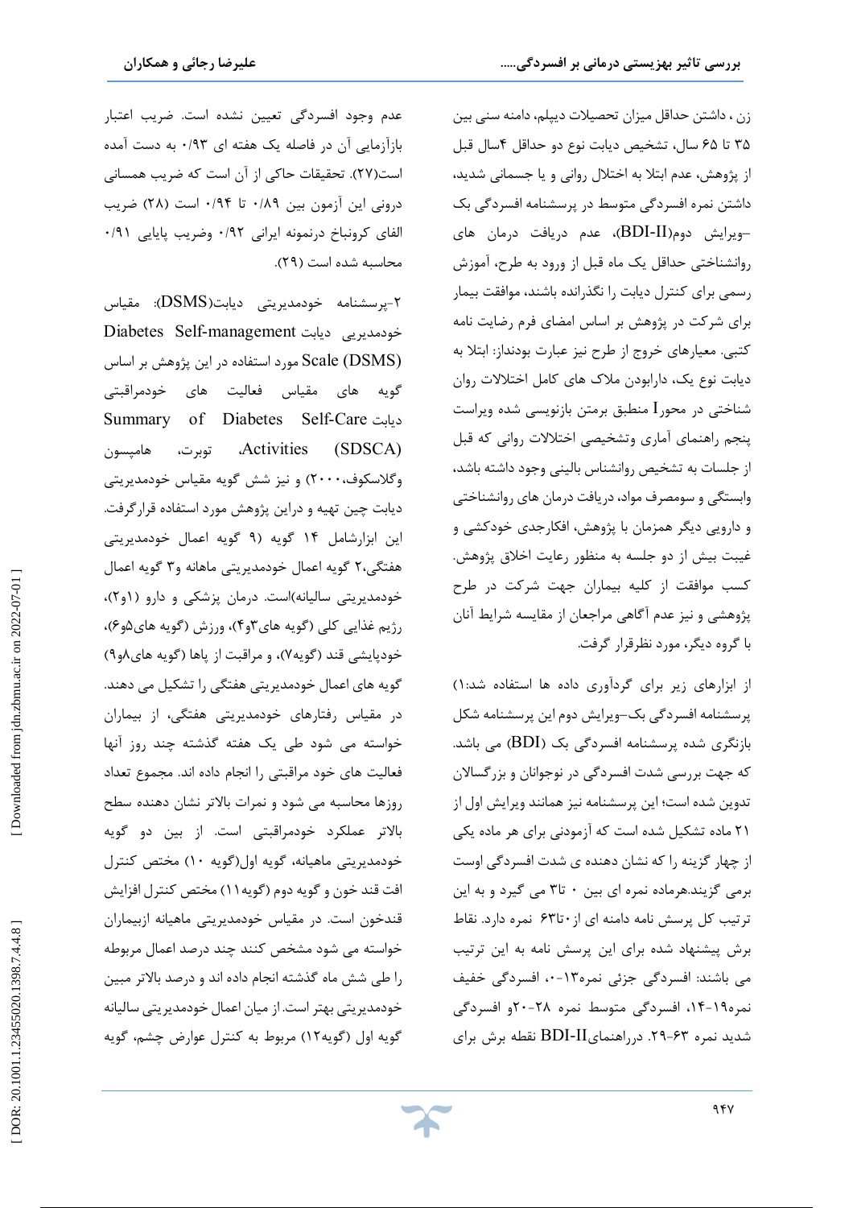زن ، داشتن حداقل میزان تحصیلات دیپلم، دامنه سنی بین ۳۵ تا ۶۵ سال، تشخیص دیابت نوع دو حداقل ۴سال قبل از پژوهش، عدم ابتلا به اختلال روانی و یا جسمانی شدید، داشتن نمره افسردگی متوسط در پرسشنامه افسردگی بک –ویرایش دوم(BDI-II)، عدم دریافت درمان های روانشناختی حداقل یک ماه قبل از ورود به طرح، آموزش رسمی برای کنترل دیابت را نگذرانده باشند، موافقت بیمار برای شرکت در پژوهش بر اساس امضای فرم رضایت نامه کتبی. معیارهای خروج از طرح نیز عبارت بودنداز: ابتلا به دیابت نوع یک، دارابودن ملاک های کامل اختلالات روان شناختی در محور I منطبق برمتن بازنویسی شده ویراست پنجم راهنمای آماری وتشخیصی اختلالات روانی که قبل از جلسات به تشخیص روانشناس بالینی وجود داشته باشد، وابستگی و سومصرف مواد، دریافت درمان های روانشناختی و دارویی دیگر همزمان با پژوهش، افکارجدی خودکشی و غیبت بیش از دو جلسه به منظور رعایت اخلاق پژوهش. کسب موافقت از کلیه بیماران جهت شرکت در طرح پژوهشی و نیز عدم آگاهی مراجعان از مقایسه شرایط آنان با گروه دیگر، مورد نظرقرار گرفت.

از ابزارهای زیر برای گردآوری داده ها استفاده شد:۱) پرسشنامه افسردگی بک–ویرایش دوم این پرسشنامه شکل بازنگری شده پرسشنامه افسردگی بک (BDI) می باشد. که جهت بررسی شدت افسردگی در نوجوانان و بزرگسالان تدوین شده است؛ این پرسشنامه نیز همانند ویرایش اول از ۲۱ ماده تشکیل شده است که آزمودنی برای هر ماده یکی از چهار گزینه را که نشان دهنده ی شدت افسردگی اوست برمی گزیند.هرماده نمره ای بین ۰ تا۳ می گیرد و به این ترتیب کل پرسش نامه دامنه ای از۰تا۶۳ نمره دارد. نقاط برش پیشنهاد شده برای این پرسش نامه به این ترتیب می باشند: افسردگی جزئی نمره۱۳-۰، افسردگی خفیف نمره۱۹-۱۴، افسردگی متوسط نمره ۲۸-۲۰و افسردگی شدید نمره ۶۳-۲۹. درراهنمایBDI-II نقطه برش برای عدم وجود افسردگی تعیین نشده است. ضریب اعتبار بازآزمایی آن در فاصله یک هفته ای ۰/۹۳ به دست آمده است(۲۷). تحقیقات حاکی از آن است که ضریب همسانی درونی این آزمون بین ۰/۸۹ تا ۰/۹۴ است (۲۸) ضریب الفای کرونباخ درنمونه ایرانی ۰/۹۲ وضریب پایایی ۰/۹۱ محاسبه شده است (۲۹).

۲-پرسشنامه خودمدیریتی دیابت(DSMS): مقیاس خودمدیریی دیابت Diabetes Self-management Scale (DSMS) مورد استفاده در این پژوهش بر اساس گویه های مقیاس فعالیت های خودمراقبتی دیابت Summary of Diabetes Self-Care Activities (SDSCA)، توبرت، هامپسون وگلاسکوف،۲۰۰۰) و نیز شش گویه مقیاس خودمدیریتی دیابت چین تهیه و دراین پژوهش مورد استفاده قرارگرفت. این ابزارشامل ۱۴ گویه (۹ گویه اعمال خودمدیریتی هفتگی،۲ گویه اعمال خودمدیریتی ماهانه و۳ گویه اعمال خودمدیریتی سالیانه)است. درمان پزشکی و دارو (۱و۲)، رژیم غذایی کلی (گویه های۳و۴)، ورزش (گویه های۵و۶)، خودپایشی قند (گویه۷)، و مراقبت از پاها (گویه های۸و۹) گویه های اعمال خودمدیریتی هفتگی را تشکیل می دهند. در مقیاس رفتارهای خودمدیریتی هفتگی، از بیماران خواسته می شود طی یک هفته گذشته چند روز آنها فعالیت های خود مراقبتی را انجام داده اند. مجموع تعداد روزها محاسبه می شود و نمرات بالاتر نشان دهنده سطح بالاتر عملکرد خودمراقبتی است. از بین دو گویه خودمدیریتی ماهیانه، گویه اول(گویه ۱۰) مختص کنترل افت قند خون و گویه دوم (گویه۱۱) مختص کنترل افزایش قندخون است. در مقیاس خودمدیریتی ماهیانه ازبیماران خواسته می شود مشخص کنند چند درصد اعمال مربوطه را طی شش ماه گذشته انجام داده اند و درصد بالاتر مبین خودمدیریتی بهتر است. از میان اعمال خودمدیریتی سالیانه گویه اول (گویه۱۲) مربوط به کنترل عوارض چشم، گویه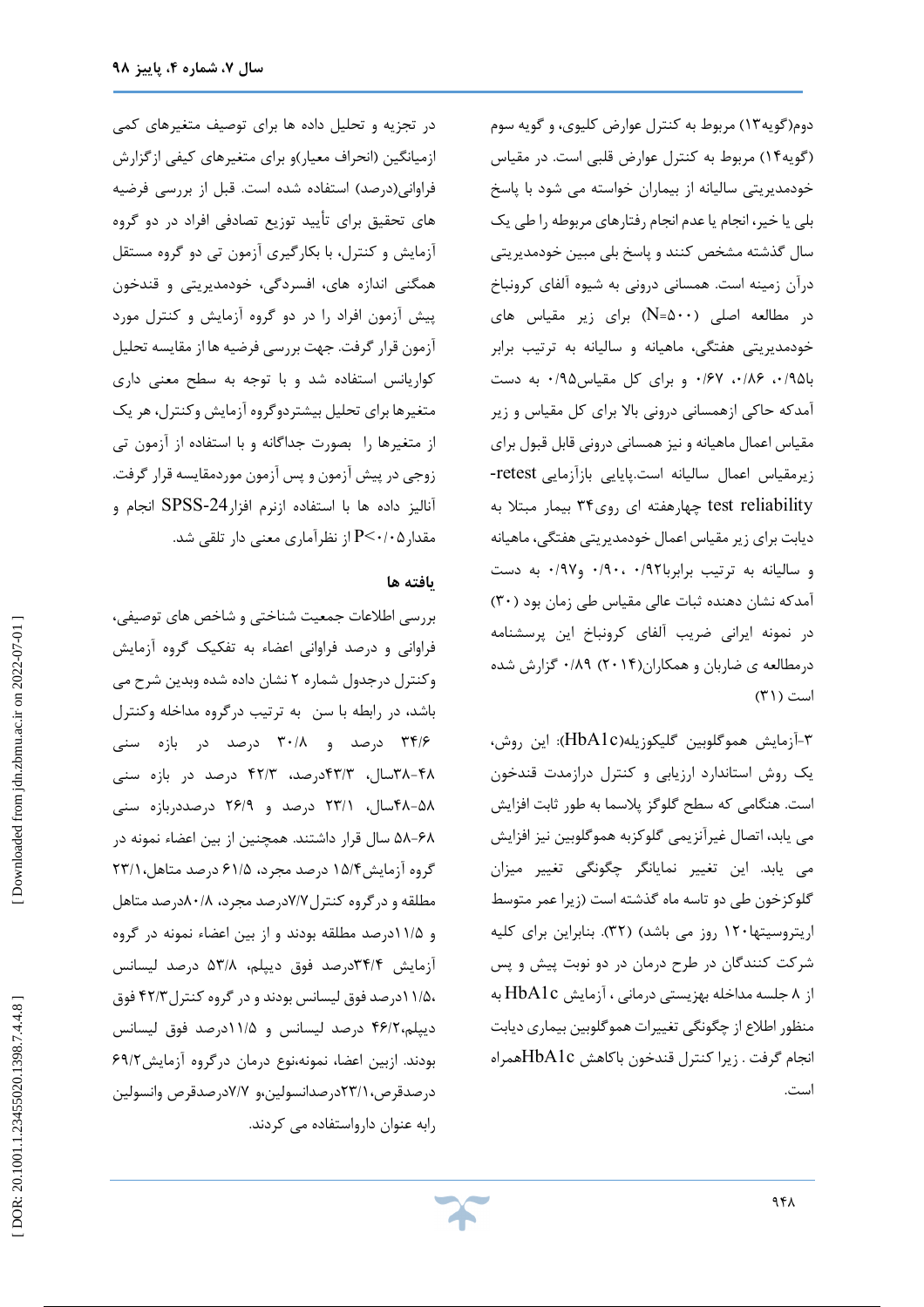دوم(گویه۱۳) مربوط به کنترل عوارض کلیوی، و گویه سوم (گویه۱۴) مربوط به کنترل عوارض قلبی است. در مقیاس خودمدیریتی سالیانه از بیماران خواسته می شود با پاسخ بلی یا خیر، انجام یا عدم انجام رفتارهای مربوطه را طی یک سال گذشته مشخص کنند و پاسخ بلی مبین خودمدیریتی درآن زمینه است. همسانی درونی به شیوه آلفای کرونباخ در مطالعه اصلی (N=۵۰۰) برای زیر مقیاس های خودمدیریتی هفتگی، ماهیانه و سالیانه به ترتیب برابر با۰/۹۵، ۰/۸۶، ۰/۶۷ و برای کل مقیاس۰/۹۵ به دست آمدکه حاکی ازهمسانی درونی بالا برای کل مقیاس و زیر مقیاس اعمال ماهیانه و نیز همسانی درونی قابل قبول برای زیرمقیاس اعمال سالیانه است.پایایی بازآزمایی retest-test reliability چهارهفته ای روی۳۴ بیمار مبتلا به دیابت برای زیر مقیاس اعمال خودمدیریتی هفتگی، ماهیانه و سالیانه به ترتیب برابربا۰/۹۲ ، ۰/۹۰ و۰/۹۷ به دست آمدکه نشان دهنده ثبات عالی مقیاس طی زمان بود (۳۰) در نمونه ایرانی ضریب آلفای کرونباخ این پرسشنامه درمطالعه ی ضاربان و همکاران(۲۰۱۴) ۰/۸۹ گزارش شده است (۳۱)

۳-آزمایش هموگلوبین گلیکوزیله(HbA1c): این روش، یک روش استاندارد ارزیابی و کنترل درازمدت قندخون است. هنگامی که سطح گلوگز پلاسما به طور ثابت افزایش می یابد، اتصال غیرآنزیمی گلوکزبه هموگلوبین نیز افزایش می یابد. این تغییر نمایانگر چگونگی تغییر میزان گلوکزخون طی دو تاسه ماه گذشته است (زیرا عمر متوسط اریتروسیتها۱۲۰ روز می باشد) (۳۲). بنابراین برای کلیه شرکت کنندگان در طرح درمان در دو نوبت پیش و پس از ۸ جلسه مداخله بهزیستی درمانی ، آزمایش HbA1c به منظور اطلاع از چگونگی تغییرات هموگلوبین بیماری دیابت انجام گرفت . زیرا کنترل قندخون باکاهش HbA1cهمراه است.

در تجزیه و تحلیل داده ها برای توصیف متغیرهای کمی ازمیانگین (انحراف معیار)و برای متغیرهای کیفی ازگزارش فراوانی(درصد) استفاده شده است. قبل از بررسی فرضیه های تحقیق برای تأیید توزیع تصادفی افراد در دو گروه آزمایش و کنترل، با بکارگیری آزمون تی دو گروه مستقل همگنی اندازه های، افسردگی، خودمدیریتی و قندخون پیش آزمون افراد را در دو گروه آزمایش و کنترل مورد آزمون قرار گرفت. جهت بررسی فرضیه ها از مقایسه تحلیل کواریانس استفاده شد و با توجه به سطح معنی داری متغیرها برای تحلیل بیشتردوگروه آزمایش وکنترل، هر یک از متغیرها را بصورت جداگانه و با استفاده از آزمون تی زوجی در پیش آزمون و پس آزمون موردمقایسه قرار گرفت. آنالیز داده ها با استفاده ازنرم افزارSPSS-24 انجام و مقدارP<۰/۰۵ از نظرآماری معنی دار تلقی شد.

## یافته ها

بررسی اطلاعات جمعیت شناختی و شاخص های توصیفی، فراوانی و درصد فراوانی اعضاء به تفکیک گروه آزمایش وکنترل درجدول شماره ۲ نشان داده شده وبدین شرح می باشد، در رابطه با سن به ترتیب درگروه مداخله وکنترل ۳۴/۶ درصد و ۳۰/۸ درصد در بازه سنی ۴۸-۳۸سال، ۴۳/۳درصد، ۴۲/۳ درصد در بازه سنی ۵۸-۴۸سال، ۲۳/۱ درصد و ۲۶/۹ درصددربازه سنی ۶۸-۵۸ سال قرار داشتند. همچنین از بین اعضاء نمونه در گروه آزمایش۱۵/۴ درصد مجرد، ۶۱/۵ درصد متاهل،۲۳/۱ مطلقه و درگروه کنترل۷/۷درصد مجرد، ۸۰/۸درصد متاهل و ۱۱/۵درصد مطلقه بودند و از بین اعضاء نمونه در گروه آزمایش ۳۴/۴درصد فوق دیپلم، ۵۳/۸ درصد لیسانس ،۱۱/۵درصد فوق لیسانس بودند و در گروه کنترل۴۲/۳ فوق دیپلم،۴۶/۲ درصد لیسانس و ۱۱/۵درصد فوق لیسانس بودند. ازبین اعضا، نمونه،نوع درمان درگروه آزمایش۶۹/۲ درصدقرص،۲۳/۱درصدانسولین،و ۷/۷درصدقرص وانسولین رابه عنوان دارواستفاده می کردند.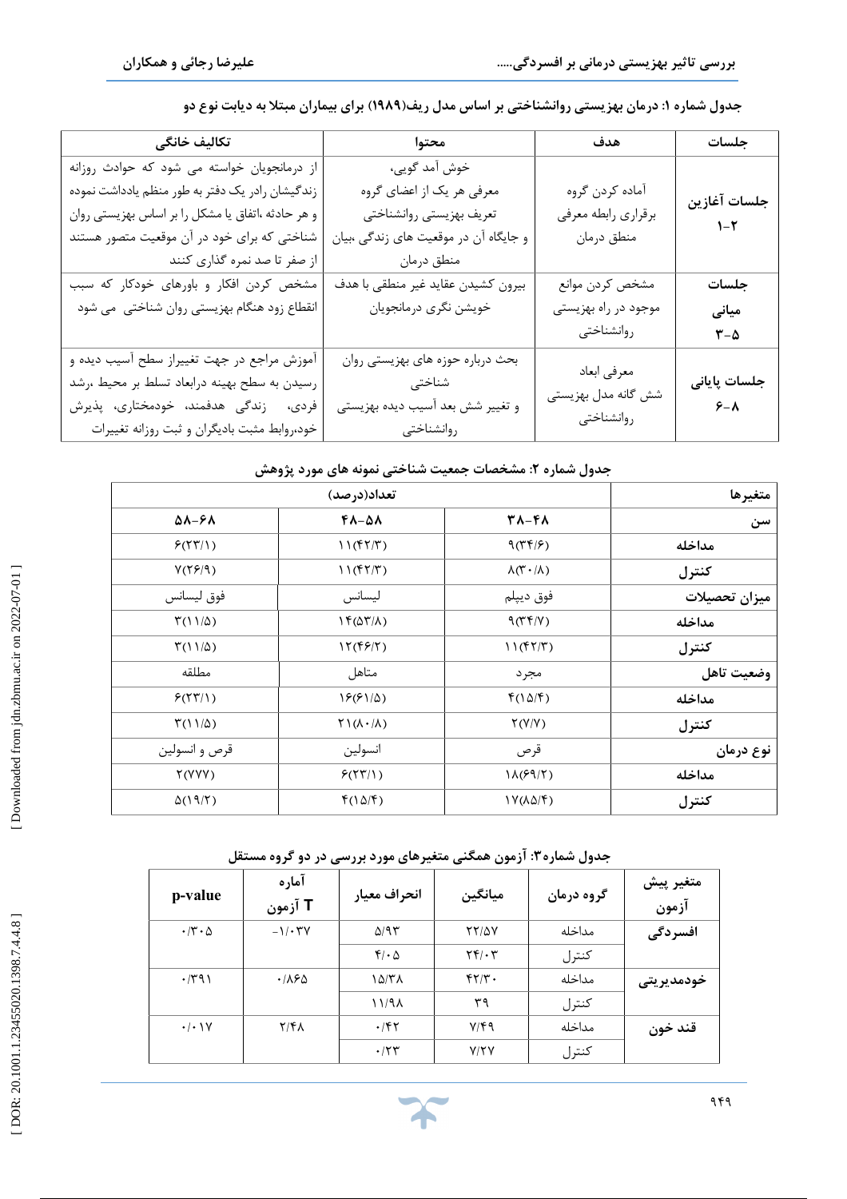جدول شماره ۱: درمان بهزیستی روانشناختی بر اساس مدل ریف(۱۹۸۹) برای بیماران مبتلا به دیابت نوع دو

| جلسات | هدف | محتوا | تکالیف خانگی |
|---|---|---|---|
| جلسات آغازین ۱-۲ | آماده کردن گروه برقراری رابطه معرفی منطق درمان | خوش آمد گویی، معرفی هر یک از اعضای گروه تعریف بهزیستی روانشناختی و جایگاه آن در موقعیت های زندگی ،بیان منطق درمان | از درمانجویان خواسته می شود که حوادث روزانه زندگیشان رادر یک دفتر به طور منظم یادداشت نموده و هر حادثه ،اتفاق یا مشکل را بر اساس بهزیستی روان شناختی که برای خود در آن موقعیت متصور هستند از صفر تا صد نمره گذاری کنند |
| جلسات میانی ۳-۵ | مشخص کردن موانع موجود در راه بهزیستی روانشناختی | بیرون کشیدن عقاید غیر منطقی با هدف خویشن نگری درمانجویان | مشخص کردن افکار و باورهای خودکار که سبب انقطاع زود هنگام بهزیستی روان شناختی می شود |
| جلسات پایانی ۶-۸ | معرفی ابعاد شش گانه مدل بهزیستی روانشناختی | بحث درباره حوزه های بهزیستی روان شناختی و تغییر شش بعد آسیب دیده بهزیستی روانشناختی | آموزش مراجع در جهت تغییراز سطح آسیب دیده و رسیدن به سطح بهینه درابعاد تسلط بر محیط ،رشد فردی، زندگی هدفمند، خودمختاری، پذیرش خود،روابط مثبت بادیگران و ثبت روزانه تغییرات |

جدول شماره ۲: مشخصات جمعیت شناختی نمونه های مورد پژوهش

| متغیرها | تعداد(درصد) | | |
|---|---|---|---|
| سن | ۳۸-۴۸ | ۴۸-۵۸ | ۵۸-۶۸ |
| مداخله | ۹(۳۴/۶) | ۱۱(۴۲/۳) | ۶(۲۳/۱) |
| کنترل | ۸(۳۰/۸) | ۱۱(۴۲/۳) | ۷(۲۶/۹) |
| میزان تحصیلات | فوق دیپلم | لیسانس | فوق لیسانس |
| مداخله | ۹(۳۴/۷) | ۱۴(۵۳/۸) | ۳(۱۱/۵) |
| کنترل | ۱۱(۴۲/۳) | ۱۲(۴۶/۲) | ۳(۱۱/۵) |
| وضعیت تاهل | مجرد | متاهل | مطلقه |
| مداخله | ۴(۱۵/۴) | ۱۶(۶۱/۵) | ۶(۲۳/۱) |
| کنترل | ۲(۷/۷) | ۲۱(۸۰/۸) | ۳(۱۱/۵) |
| نوع درمان | قرص | انسولین | قرص و انسولین |
| مداخله | ۱۸(۶۹/۲) | ۶(۲۳/۱) | ۲(۷۷) |
| کنترل | ۱۷(۸۵/۴) | ۴(۱۵/۴) | ۵(۱۹/۲) |

جدول شماره۳: آزمون همگنی متغیرهای مورد بررسی در دو گروه مستقل

| متغیر پیش آزمون | گروه درمان | میانگین | انحراف معیار | آماره T آزمون | p-value |
|---|---|---|---|---|---|
| افسردگی | مداخله | ۲۲/۵۷ | ۵/۹۳ | -۱/۰۳۷ | ۰/۳۰۵ |
| | کنترل | ۲۴/۰۳ | ۴/۰۵ | | |
| خودمدیریتی | مداخله | ۴۲/۳۰ | ۱۵/۳۸ | ۰/۸۶۵ | ۰/۳۹۱ |
| | کنترل | ۳۹ | ۱۱/۹۸ | | |
| قند خون | مداخله | ۷/۴۹ | ۰/۴۲ | ۲/۴۸ | ۰/۰۱۷ |
| | کنترل | ۷/۲۷ | ۰/۲۳ | | |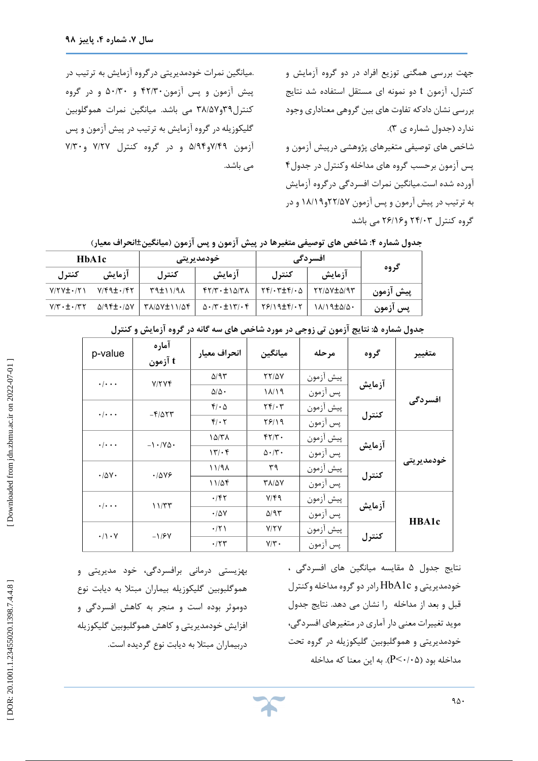جهت بررسی همگنی توزیع افراد در دو گروه آزمایش و کنترل، آزمون t دو نمونه ای مستقل استفاده شد نتایج بررسی نشان دادکه تفاوت های بین گروهی معناداری وجود ندارد (جدول شماره ی ۳).

شاخص های توصیفی متغیرهای پژوهشی درپیش آزمون و پس آزمون برحسب گروه های مداخله وکنترل در جدول۴ آورده شده است.میانگین نمرات افسردگی درگروه آزمایش به ترتیب در پیش آزمون و پس آزمون ۲۲/۵۷و۱۸/۱۹ و در گروه کنترل ۲۴/۰۳ و۲۶/۱۶ می باشد .میانگین نمرات خودمدیریتی درگروه آزمایش به ترتیب در پیش آزمون و پس آزمون۴۲/۳۰ و ۵۰/۳۰ و در گروه کنترل۳۹و۳۸/۵۷ می باشد. میانگین نمرات هموگلوبین گلیکوزیله در گروه آزمایش به ترتیب در پیش آزمون و پس آزمون ۷/۴۹و۵/۹۴ و در گروه کنترل ۷/۲۷ و۷/۳۰ می باشد.

**جدول شماره ۴: شاخص های توصیفی متغیرها در پیش آزمون و پس آزمون (میانگین±انحراف معیار)**

| گروه | افسردگی | | خودمدیریتی | | HbA1c | |
|---|---|---|---|---|---|---|
| | آزمایش | کنترل | آزمایش | کنترل | آزمایش | کنترل |
| پیش آزمون | ۲۲/۵۷±۵/۹۳ | ۲۴/۰۳±۴/۰۵ | ۴۲/۳۰±۱۵/۳۸ | ۳۹±۱۱/۹۸ | ۷/۴۹±۰/۴۲ | ۷/۲۷±۰/۲۱ |
| پس آزمون | ۱۸/۱۹±۵/۵۰ | ۲۶/۱۹±۴/۰۲ | ۵۰/۳۰±۱۳/۰۴ | ۳۸/۵۷±۱۱/۵۴ | ۵/۹۴±۰/۵۷ | ۷/۳۰±۰/۳۲ |

**جدول شماره ۵: نتایج آزمون تی زوجی در مورد شاخص های سه گانه در گروه آزمایش و کنترل**

| متغییر | گروه | مرحله | میانگین | انحراف معیار | آماره t آزمون | p-value |
|---|---|---|---|---|---|---|
| افسردگی | آزمایش | پیش آزمون | ۲۲/۵۷ | ۵/۹۳ | ۷/۲۷۴ | ۰/۰۰۰ |
| | | پس آزمون | ۱۸/۱۹ | ۵/۵۰ | | |
| | کنترل | پیش آزمون | ۲۴/۰۳ | ۴/۰۵ | -۴/۵۲۳ | ۰/۰۰۰ |
| | | پس آزمون | ۲۶/۱۹ | ۴/۰۲ | | |
| خودمدیریتی | آزمایش | پیش آزمون | ۴۲/۳۰ | ۱۵/۳۸ | -۱۰/۷۵۰ | ۰/۰۰۰ |
| | | پس آزمون | ۵۰/۳۰ | ۱۳/۰۴ | | |
| | کنترل | پیش آزمون | ۳۹ | ۱۱/۹۸ | ۰/۵۷۶ | ۰/۵۷۰ |
| | | پس آزمون | ۳۸/۵۷ | ۱۱/۵۴ | | |
| HBA1c | آزمایش | پیش آزمون | ۷/۴۹ | ۰/۴۲ | ۱۱/۳۳ | ۰/۰۰۰ |
| | | پس آزمون | ۵/۹۳ | ۰/۵۷ | | |
| | کنترل | پیش آزمون | ۷/۲۷ | ۰/۲۱ | -۱/۶۷ | ۰/۱۰۷ |
| | | پس آزمون | ۷/۳۰ | ۰/۲۳ | | |

نتایج جدول ۵ مقایسه میانگین های افسردگی ، خودمدیریتی و HbA1c رادر دو گروه مداخله وکنترل قبل و بعد از مداخله را نشان می دهد. نتایج جدول موید تغییرات معنی دار آماری در متغیرهای افسردگی، خودمدیریتی و هموگلبوبین گلیکوزیله در گروه تحت مداخله بود ($P<0.05$). به این معنا که مداخله بهزیستی درمانی برافسردگی، خود مدیریتی و هموگلبوبین گلیکوزیله بیماران مبتلا به دیابت نوع دوموثر بوده است و منجر به کاهش افسردگی و افزایش خودمدیریتی و کاهش هموگلبوبین گلیکوزیله دربیماران مبتلا به دیابت نوع گردیده است.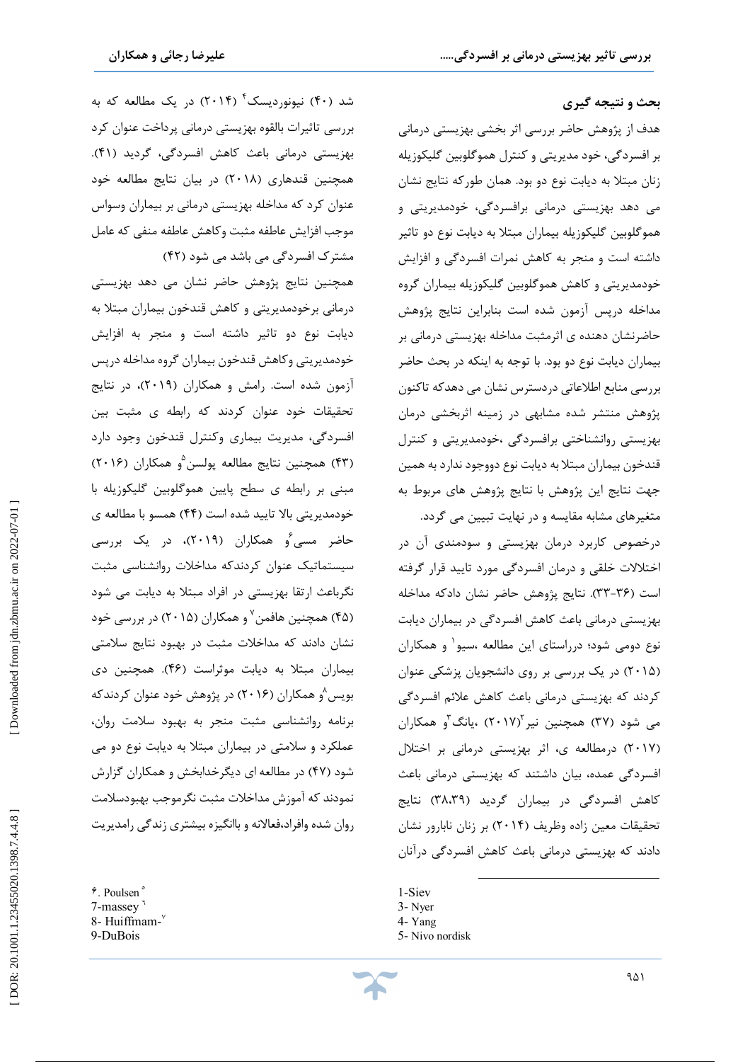## بحث و نتیجه گیری

هدف از پژوهش حاضر بررسی اثر بخشی بهزیستی درمانی بر افسردگی، خود مدیریتی و کنترل هموگلوبین گلیکوزیله زنان مبتلا به دیابت نوع دو بود. همان طورکه نتایج نشان می دهد بهزیستی درمانی برافسردگی، خودمدیریتی و هموگلوبین گلیکوزیله بیماران مبتلا به دیابت نوع دو تاثیر داشته است و منجر به کاهش نمرات افسردگی و افزایش خودمدیریتی و کاهش هموگلوبین گلیکوزیله بیماران گروه مداخله درپس آزمون شده است بنابراین نتایج پژوهش حاضرنشان دهنده ی اثرمثبت مداخله بهزیستی درمانی بر بیماران دیابت نوع دو بود. با توجه به اینکه در بحث حاضر بررسی منابع اطلاعاتی دردسترس نشان می دهدکه تاکنون پژوهش منتشر شده مشابهی در زمینه اثربخشی درمان بهزیستی روانشناختی برافسردگی ،خودمدیریتی و کنترل قندخون بیماران مبتلا به دیابت نوع دووجود ندارد به همین جهت نتایج این پژوهش با نتایج پژوهش های مربوط به متغیرهای مشابه مقایسه و در نهایت تبیین می گردد.

درخصوص کاربرد درمان بهزیستی و سودمندی آن در اختلالات خلقی و درمان افسردگی مورد تایید قرار گرفته است (۳۶-۳۳). نتایج پژوهش حاضر نشان دادکه مداخله بهزیستی درمانی باعث کاهش افسردگی در بیماران دیابت نوع دومی شود؛ درراستای این مطالعه ،سیو[1] و همکاران (۲۰۱۵) در یک بررسی بر روی دانشجویان پزشکی عنوان کردند که بهزیستی درمانی باعث کاهش علائم افسردگی می شود (۳۷) همچنین نیر[3](۲۰۱۷) ،یانگ[4] و همکاران (۲۰۱۷) درمطالعه ی، اثر بهزیستی درمانی بر اختلال افسردگی عمده، بیان داشتند که بهزیستی درمانی باعث کاهش افسردگی در بیماران گردید (۳۸،۳۹) نتایج تحقیقات معین زاده وظریف (۲۰۱۴) بر زنان نابارور نشان دادند که بهزیستی درمانی باعث کاهش افسردگی درآنان شد (۴۰) نیونوردیسک[5] (۲۰۱۴) در یک مطالعه که به بررسی تاثیرات بالقوه بهزیستی درمانی پرداخت عنوان کرد بهزیستی درمانی باعث کاهش افسردگی، گردید (۴۱). همچنین قندهاری (۲۰۱۸) در بیان نتایج مطالعه خود عنوان کرد که مداخله بهزیستی درمانی بر بیماران وسواس موجب افزایش عاطفه مثبت وکاهش عاطفه منفی که عامل مشترک افسردگی می باشد می شود (۴۲)

همچنین نتایج پژوهش حاضر نشان می دهد بهزیستی درمانی برخودمدیریتی و کاهش قندخون بیماران مبتلا به دیابت نوع دو تاثیر داشته است و منجر به افزایش خودمدیریتی وکاهش قندخون بیماران گروه مداخله درپس آزمون شده است. رامش و همکاران (۲۰۱۹)، در نتایج تحقیقات خود عنوان کردند که رابطه ی مثبت بین افسردگی، مدیریت بیماری وکنترل قندخون وجود دارد (۴۳) همچنین نتایج مطالعه پولسن[5]و همکاران (۲۰۱۶) مبنی بر رابطه ی سطح پایین هموگلوبین گلیکوزیله با خودمدیریتی بالا تایید شده است (۴۴) همسو با مطالعه ی حاضر مسی[6]و همکاران (۲۰۱۹)، در یک بررسی سیستماتیک عنوان کردندکه مداخلات روانشناسی مثبت نگرباعث ارتقا بهزیستی در افراد مبتلا به دیابت می شود (۴۵) همچنین هافمن[7] و همکاران (۲۰۱۵) در بررسی خود نشان دادند که مداخلات مثبت در بهبود نتایج سلامتی بیماران مبتلا به دیابت موثراست (۴۶). همچنین دی بویس[8]و همکاران (۲۰۱۶) در پژوهش خود عنوان کردندکه برنامه روانشناسی مثبت منجر به بهبود سلامت روان، عملکرد و سلامتی در بیماران مبتلا به دیابت نوع دو می شود (۴۷) در مطالعه ای دیگرخدابخش و همکاران گزارش نمودند که آموزش مداخلات مثبت نگرموجب بهبودسلامت روان شده وافراد،فعالانه و باانگیزه بیشتری زندگی رامدیریت

---

1-Siev
3- Nyer
4- Yang
5- Nivo nordisk

۶. Poulsen[۵]
7-massey[۶]
8- Huiffmam-[۷]
9-DuBois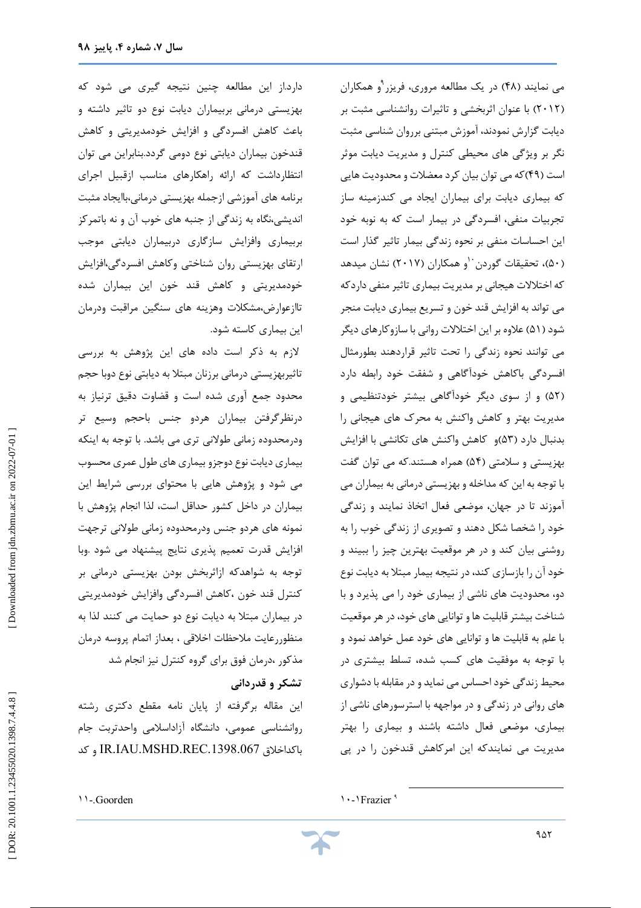می نمایند (۴۸) در یک مطالعه مروری، فریزر[۹] و همکاران (۲۰۱۲) با عنوان اثربخشی و تاثیرات روانشناسی مثبت بر دیابت گزارش نمودند، آموزش مبتنی برروان شناسی مثبت نگر بر ویژگی های محیطی کنترل و مدیریت دیابت موثر است (۴۹)که می توان بیان کرد معضلات و محدودیت هایی که بیماری دیابت برای بیماران ایجاد می کندزمینه ساز تجربیات منفی، افسردگی در بیمار است که به نوبه خود این احساسات منفی بر نحوه زندگی بیمار تاثیر گذار است (۵۰)، تحقیقات گوردن[۱۰]و همکاران (۲۰۱۷) نشان میدهد که اختلالات هیجانی بر مدیریت بیماری تاثیر منفی داردکه می تواند به افزایش قند خون و تسریع بیماری دیابت منجر شود (۵۱) علاوه بر این اختلالات روانی با سازوکارهای دیگر می توانند نحوه زندگی را تحت تاثیر قراردهند بطورمثال افسردگی باکاهش خودآگاهی و شفقت خود رابطه دارد (۵۲) و از سوی دیگر خودآگاهی بیشتر خودتنظیمی و مدیریت بهتر و کاهش واکنش به محرک های هیجانی را بدنبال دارد (۵۳)و کاهش واکنش های تکانشی با افزایش بهزیستی و سلامتی (۵۴) همراه هستند.که می توان گفت با توجه به این که مداخله و بهزیستی درمانی به بیماران می آموزند تا در جهان، موضعی فعال اتخاذ نمایند و زندگی خود را شخصا شکل دهند و تصویری از زندگی خوب را به روشنی بیان کند و در هر موقعیت بهترین چیز را ببیند و خود آن را بازسازی کند، در نتیجه بیمار مبتلا به دیابت نوع دو، محدودیت های ناشی از بیماری خود را می پذیرد و با شناخت بیشتر قابلیت ها و توانایی های خود، در هر موقعیت با علم به قابلیت ها و توانایی های خود عمل خواهد نمود و با توجه به موفقیت های کسب شده، تسلط بیشتری در محیط زندگی خود احساس می نماید و در مقابله با دشواری های روانی در زندگی و در مواجهه با استرسورهای ناشی از بیماری، موضعی فعال داشته باشند و بیماری را بهتر مدیریت می نمایندکه این امرکاهش قندخون را در پی دارد.از این مطالعه چنین نتیجه گیری می شود که بهزیستی درمانی بربیماران دیابت نوع دو تاثیر داشته و باعث کاهش افسردگی و افزایش خودمدیریتی و کاهش قندخون بیماران دیابتی نوع دومی گردد.بنابراین می توان انتظارداشت که ارائه راهکارهای مناسب ازقبیل اجرای برنامه های آموزشی ازجمله بهزیستی درمانی،باایجاد مثبت اندیشی،نگاه به زندگی از جنبه های خوب آن و نه باتمرکز بربیماری وافزایش سازگاری دربیماران دیابتی موجب ارتقای بهزیستی روان شناختی وکاهش افسردگی،افزایش خودمدیریتی و کاهش قند خون این بیماران شده تاازعوارض،مشکلات وهزینه های سنگین مراقبت ودرمان این بیماری کاسته شود.

لازم به ذکر است داده های این پژوهش به بررسی تاثیربهزیستی درمانی برزنان مبتلا به دیابتی نوع دوبا حجم محدود جمع آوری شده است و قضاوت دقیق ترنیاز به درنظرگرفتن بیماران هردو جنس باحجم وسیع تر ودرمحدوده زمانی طولانی تری می باشد. با توجه به اینکه بیماری دیابت نوع دوجزو بیماری های طول عمری محسوب می شود و پژوهش هایی با محتوای بررسی شرایط این بیماران در داخل کشور حداقل است، لذا انجام پژوهش با نمونه های هردو جنس ودرمحدوده زمانی طولانی ترجهت افزایش قدرت تعمیم پذیری نتایج پیشنهاد می شود .وبا توجه به شواهدکه ازاثربخش بودن بهزیستی درمانی بر کنترل قند خون ،کاهش افسردگی وافزایش خودمدیریتی در بیماران مبتلا به دیابت نوع دو حمایت می کنند لذا به منظوررعایت ملاحظات اخلاقی ، بعداز اتمام پروسه درمان مذکور ،درمان فوق برای گروه کنترل نیز انجام شد

### تشکر و قدردانی

این مقاله برگرفته از پایان نامه مقطع دکتری رشته روانشناسی عمومی، دانشگاه آزاداسلامی واحدتربت جام باکداخلاق IR.IAU.MSHD.REC.1398.067 و کد

---

۹ ۱۰-۱Frazier

۱۱-.Goorden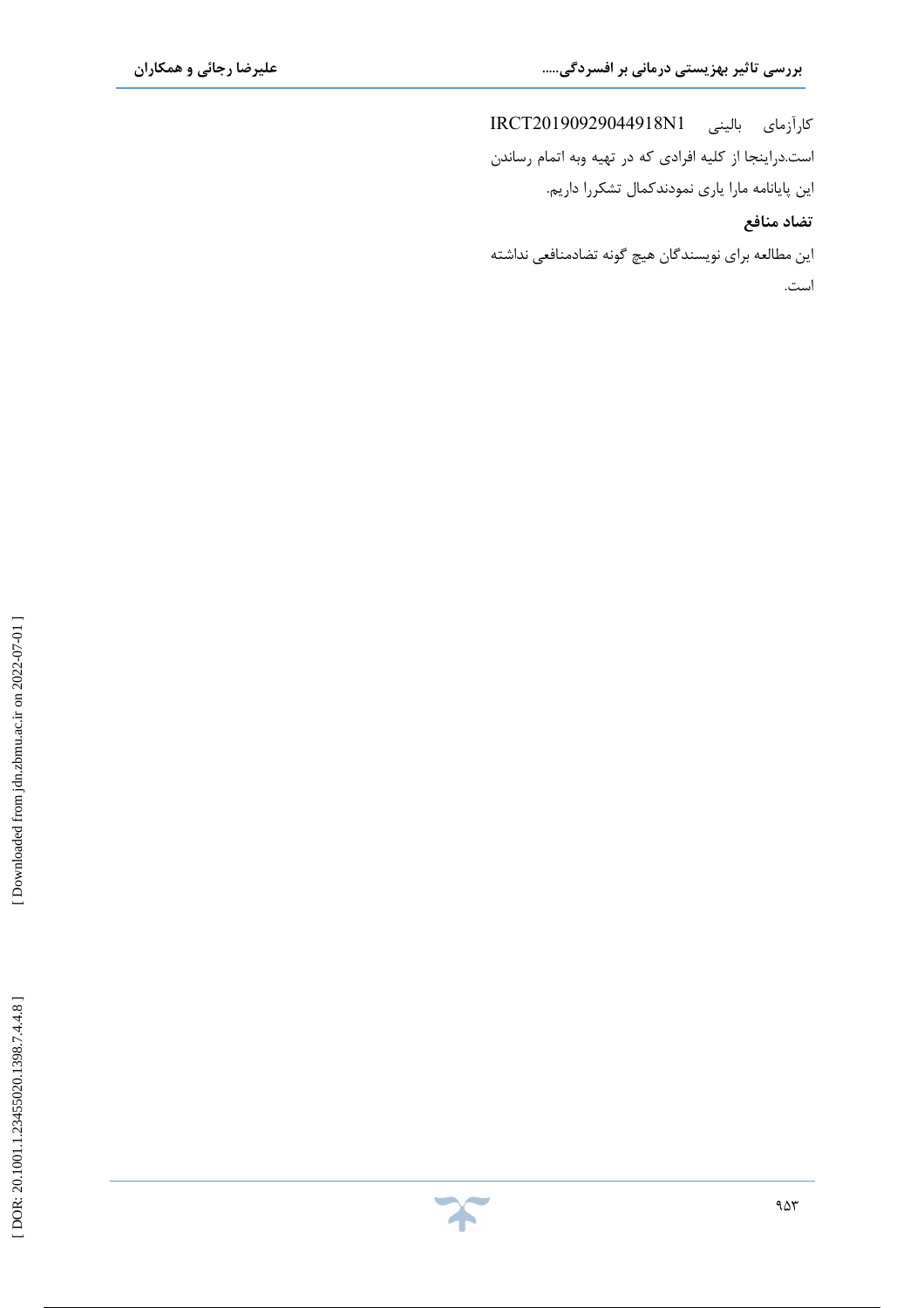کارآزمای بالینی IRCT20190929044918N1 است.دراینجا از کلیه افرادی که در تهیه وبه اتمام رساندن این پایانامه مارا یاری نمودندکمال تشکررا داریم.

**تضاد منافع**

این مطالعه برای نویسندگان هیچ گونه تضادمنافعی نداشته است.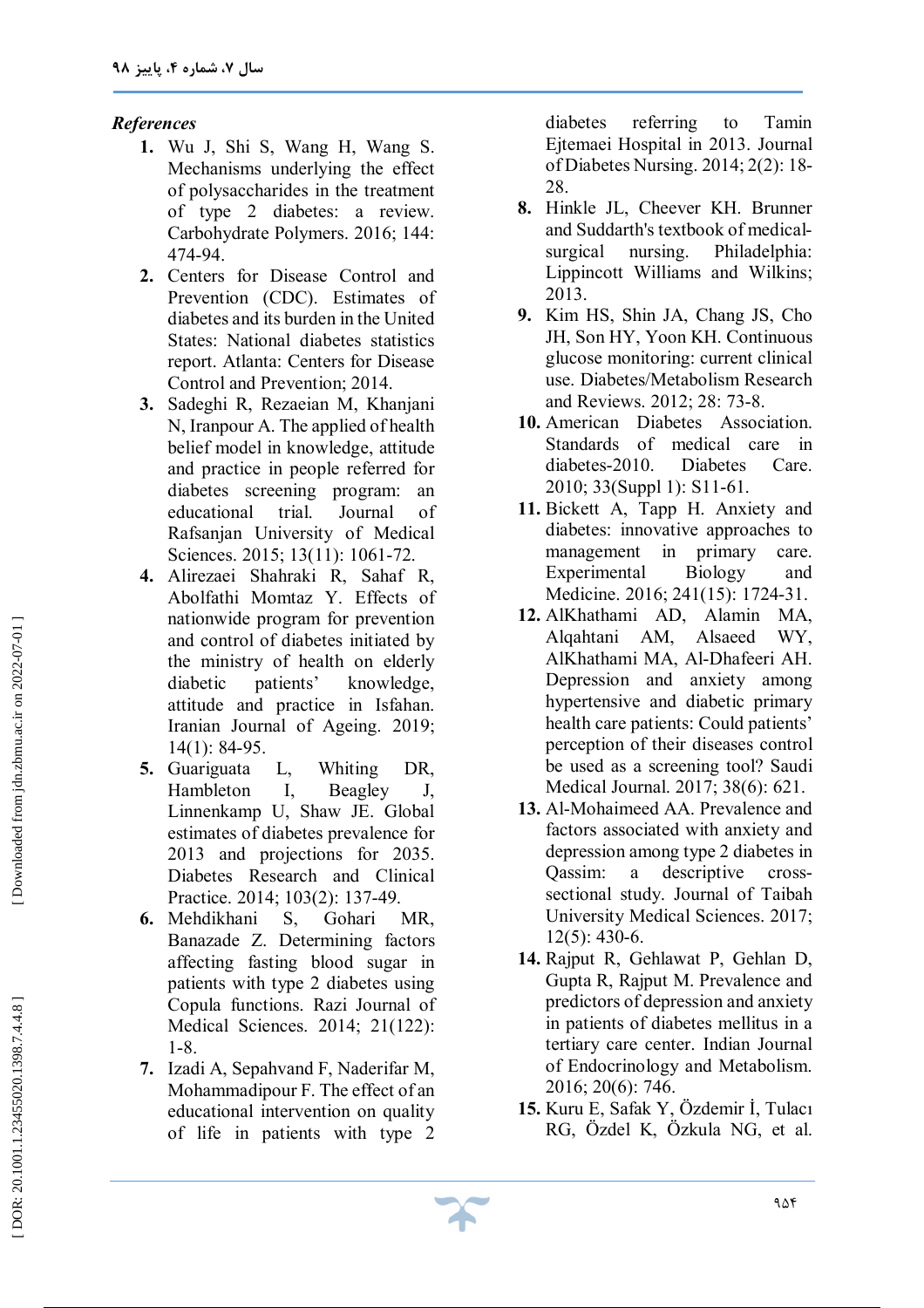*References*

1. Wu J, Shi S, Wang H, Wang S. Mechanisms underlying the effect of polysaccharides in the treatment of type 2 diabetes: a review. Carbohydrate Polymers. 2016; 144: 474-94.
2. Centers for Disease Control and Prevention (CDC). Estimates of diabetes and its burden in the United States: National diabetes statistics report. Atlanta: Centers for Disease Control and Prevention; 2014.
3. Sadeghi R, Rezaeian M, Khanjani N, Iranpour A. The applied of health belief model in knowledge, attitude and practice in people referred for diabetes screening program: an educational trial. Journal of Rafsanjan University of Medical Sciences. 2015; 13(11): 1061-72.
4. Alirezaei Shahraki R, Sahaf R, Abolfathi Momtaz Y. Effects of nationwide program for prevention and control of diabetes initiated by the ministry of health on elderly diabetic patients' knowledge, attitude and practice in Isfahan. Iranian Journal of Ageing. 2019; 14(1): 84-95.
5. Guariguata L, Whiting DR, Hambleton I, Beagley J, Linnenkamp U, Shaw JE. Global estimates of diabetes prevalence for 2013 and projections for 2035. Diabetes Research and Clinical Practice. 2014; 103(2): 137-49.
6. Mehdikhani S, Gohari MR, Banazade Z. Determining factors affecting fasting blood sugar in patients with type 2 diabetes using Copula functions. Razi Journal of Medical Sciences. 2014; 21(122): 1-8.
7. Izadi A, Sepahvand F, Naderifar M, Mohammadipour F. The effect of an educational intervention on quality of life in patients with type 2 diabetes referring to Tamin Ejtemaei Hospital in 2013. Journal of Diabetes Nursing. 2014; 2(2): 18-28.
8. Hinkle JL, Cheever KH. Brunner and Suddarth's textbook of medical-surgical nursing. Philadelphia: Lippincott Williams and Wilkins; 2013.
9. Kim HS, Shin JA, Chang JS, Cho JH, Son HY, Yoon KH. Continuous glucose monitoring: current clinical use. Diabetes/Metabolism Research and Reviews. 2012; 28: 73-8.
10. American Diabetes Association. Standards of medical care in diabetes-2010. Diabetes Care. 2010; 33(Suppl 1): S11-61.
11. Bickett A, Tapp H. Anxiety and diabetes: innovative approaches to management in primary care. Experimental Biology and Medicine. 2016; 241(15): 1724-31.
12. AlKhathami AD, Alamin MA, Alqahtani AM, Alsaeed WY, AlKhathami MA, Al-Dhafeeri AH. Depression and anxiety among hypertensive and diabetic primary health care patients: Could patients' perception of their diseases control be used as a screening tool? Saudi Medical Journal. 2017; 38(6): 621.
13. Al-Mohaimeed AA. Prevalence and factors associated with anxiety and depression among type 2 diabetes in Qassim: a descriptive cross-sectional study. Journal of Taibah University Medical Sciences. 2017; 12(5): 430-6.
14. Rajput R, Gehlawat P, Gehlan D, Gupta R, Rajput M. Prevalence and predictors of depression and anxiety in patients of diabetes mellitus in a tertiary care center. Indian Journal of Endocrinology and Metabolism. 2016; 20(6): 746.
15. Kuru E, Safak Y, Özdemir İ, Tulacı RG, Özdel K, Özkula NG, et al.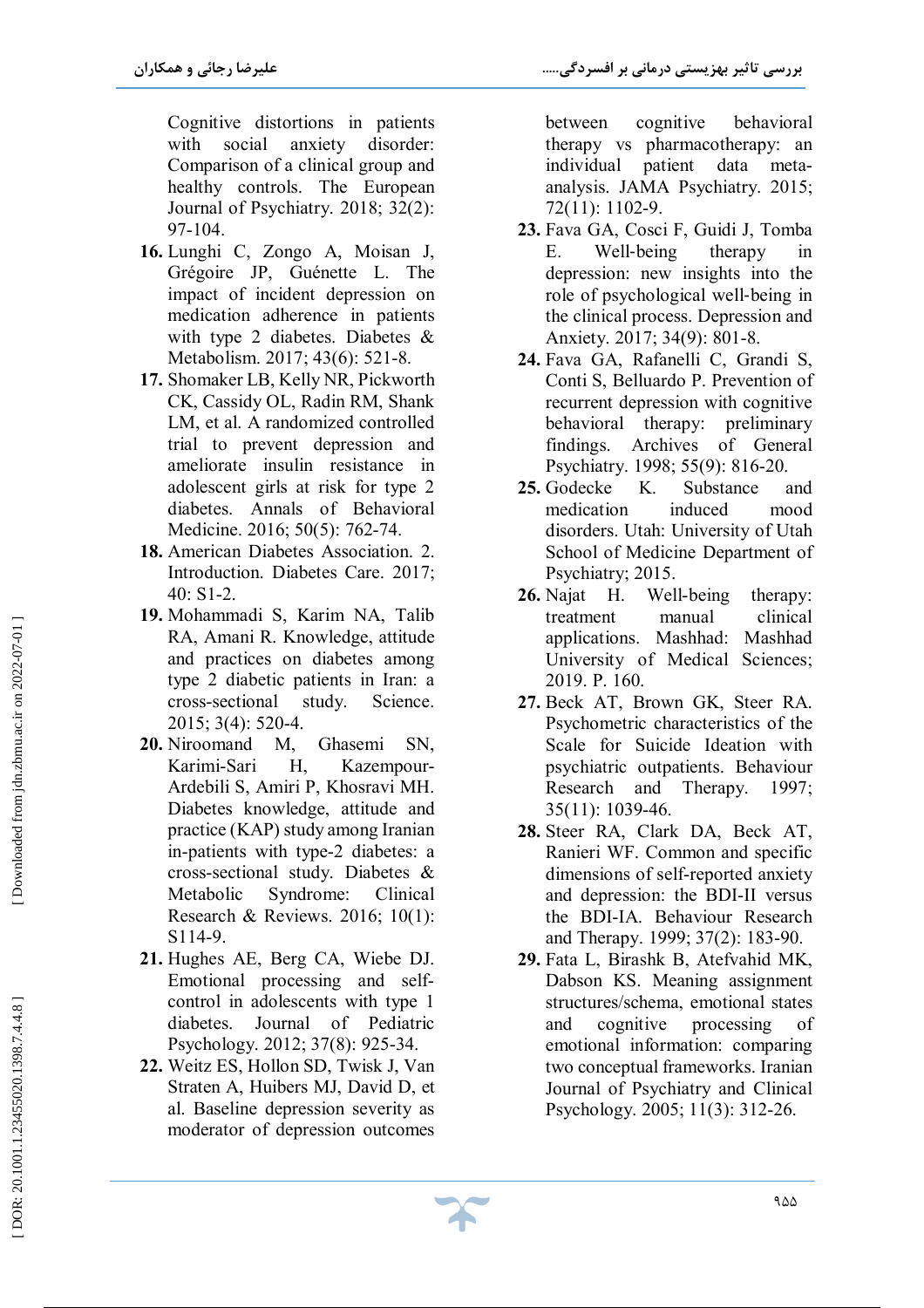Cognitive distortions in patients with social anxiety disorder: Comparison of a clinical group and healthy controls. The European Journal of Psychiatry. 2018; 32(2): 97-104.

16. Lunghi C, Zongo A, Moisan J, Grégoire JP, Guénette L. The impact of incident depression on medication adherence in patients with type 2 diabetes. Diabetes & Metabolism. 2017; 43(6): 521-8.
17. Shomaker LB, Kelly NR, Pickworth CK, Cassidy OL, Radin RM, Shank LM, et al. A randomized controlled trial to prevent depression and ameliorate insulin resistance in adolescent girls at risk for type 2 diabetes. Annals of Behavioral Medicine. 2016; 50(5): 762-74.
18. American Diabetes Association. 2. Introduction. Diabetes Care. 2017; 40: S1-2.
19. Mohammadi S, Karim NA, Talib RA, Amani R. Knowledge, attitude and practices on diabetes among type 2 diabetic patients in Iran: a cross-sectional study. Science. 2015; 3(4): 520-4.
20. Niroomand M, Ghasemi SN, Karimi-Sari H, Kazempour-Ardebili S, Amiri P, Khosravi MH. Diabetes knowledge, attitude and practice (KAP) study among Iranian in-patients with type-2 diabetes: a cross-sectional study. Diabetes & Metabolic Syndrome: Clinical Research & Reviews. 2016; 10(1): S114-9.
21. Hughes AE, Berg CA, Wiebe DJ. Emotional processing and self-control in adolescents with type 1 diabetes. Journal of Pediatric Psychology. 2012; 37(8): 925-34.
22. Weitz ES, Hollon SD, Twisk J, Van Straten A, Huibers MJ, David D, et al. Baseline depression severity as moderator of depression outcomes between cognitive behavioral therapy vs pharmacotherapy: an individual patient data meta-analysis. JAMA Psychiatry. 2015; 72(11): 1102-9.
23. Fava GA, Cosci F, Guidi J, Tomba E. Well-being therapy in depression: new insights into the role of psychological well-being in the clinical process. Depression and Anxiety. 2017; 34(9): 801-8.
24. Fava GA, Rafanelli C, Grandi S, Conti S, Belluardo P. Prevention of recurrent depression with cognitive behavioral therapy: preliminary findings. Archives of General Psychiatry. 1998; 55(9): 816-20.
25. Godecke K. Substance and medication induced mood disorders. Utah: University of Utah School of Medicine Department of Psychiatry; 2015.
26. Najat H. Well-being therapy: treatment manual clinical applications. Mashhad: Mashhad University of Medical Sciences; 2019. P. 160.
27. Beck AT, Brown GK, Steer RA. Psychometric characteristics of the Scale for Suicide Ideation with psychiatric outpatients. Behaviour Research and Therapy. 1997; 35(11): 1039-46.
28. Steer RA, Clark DA, Beck AT, Ranieri WF. Common and specific dimensions of self-reported anxiety and depression: the BDI-II versus the BDI-IA. Behaviour Research and Therapy. 1999; 37(2): 183-90.
29. Fata L, Birashk B, Atefvahid MK, Dabson KS. Meaning assignment structures/schema, emotional states and cognitive processing of emotional information: comparing two conceptual frameworks. Iranian Journal of Psychiatry and Clinical Psychology. 2005; 11(3): 312-26.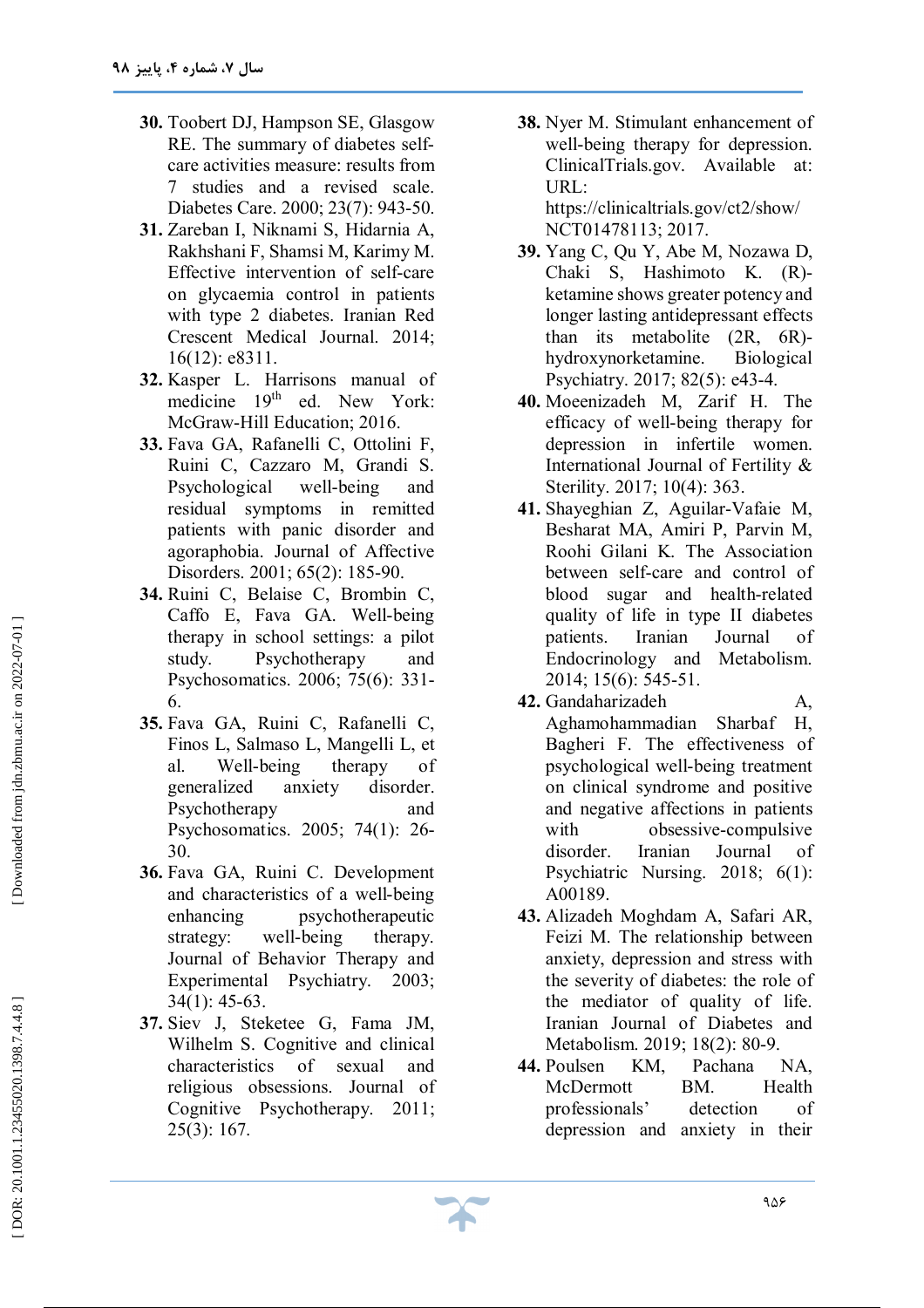30. Toobert DJ, Hampson SE, Glasgow RE. The summary of diabetes self-care activities measure: results from 7 studies and a revised scale. Diabetes Care. 2000; 23(7): 943-50.
31. Zareban I, Niknami S, Hidarnia A, Rakhshani F, Shamsi M, Karimy M. Effective intervention of self-care on glycaemia control in patients with type 2 diabetes. Iranian Red Crescent Medical Journal. 2014; 16(12): e8311.
32. Kasper L. Harrisons manual of medicine 19[th] ed. New York: McGraw-Hill Education; 2016.
33. Fava GA, Rafanelli C, Ottolini F, Ruini C, Cazzaro M, Grandi S. Psychological well-being and residual symptoms in remitted patients with panic disorder and agoraphobia. Journal of Affective Disorders. 2001; 65(2): 185-90.
34. Ruini C, Belaise C, Brombin C, Caffo E, Fava GA. Well-being therapy in school settings: a pilot study. Psychotherapy and Psychosomatics. 2006; 75(6): 331-6.
35. Fava GA, Ruini C, Rafanelli C, Finos L, Salmaso L, Mangelli L, et al. Well-being therapy of generalized anxiety disorder. Psychotherapy and Psychosomatics. 2005; 74(1): 26-30.
36. Fava GA, Ruini C. Development and characteristics of a well-being enhancing psychotherapeutic strategy: well-being therapy. Journal of Behavior Therapy and Experimental Psychiatry. 2003; 34(1): 45-63.
37. Siev J, Steketee G, Fama JM, Wilhelm S. Cognitive and clinical characteristics of sexual and religious obsessions. Journal of Cognitive Psychotherapy. 2011; 25(3): 167.
38. Nyer M. Stimulant enhancement of well-being therapy for depression. ClinicalTrials.gov. Available at: URL: https://clinicaltrials.gov/ct2/show/NCT01478113; 2017.
39. Yang C, Qu Y, Abe M, Nozawa D, Chaki S, Hashimoto K. (R)-ketamine shows greater potency and longer lasting antidepressant effects than its metabolite (2R, 6R)-hydroxynorketamine. Biological Psychiatry. 2017; 82(5): e43-4.
40. Moeenizadeh M, Zarif H. The efficacy of well-being therapy for depression in infertile women. International Journal of Fertility & Sterility. 2017; 10(4): 363.
41. Shayeghian Z, Aguilar-Vafaie M, Besharat MA, Amiri P, Parvin M, Roohi Gilani K. The Association between self-care and control of blood sugar and health-related quality of life in type II diabetes patients. Iranian Journal of Endocrinology and Metabolism. 2014; 15(6): 545-51.
42. Gandaharizadeh A, Aghamohammadian Sharbaf H, Bagheri F. The effectiveness of psychological well-being treatment on clinical syndrome and positive and negative affections in patients with obsessive-compulsive disorder. Iranian Journal of Psychiatric Nursing. 2018; 6(1): A00189.
43. Alizadeh Moghdam A, Safari AR, Feizi M. The relationship between anxiety, depression and stress with the severity of diabetes: the role of the mediator of quality of life. Iranian Journal of Diabetes and Metabolism. 2019; 18(2): 80-9.
44. Poulsen KM, Pachana NA, McDermott BM. Health professionals' detection of depression and anxiety in their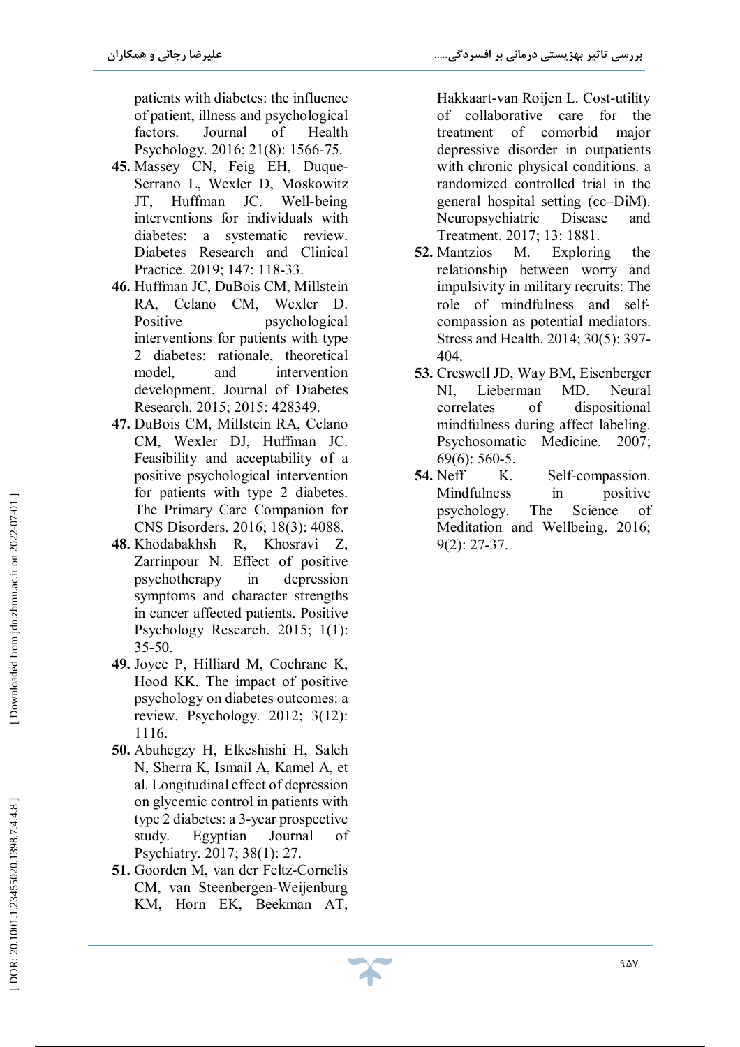patients with diabetes: the influence of patient, illness and psychological factors. Journal of Health Psychology. 2016; 21(8): 1566-75.

**45.** Massey CN, Feig EH, Duque-Serrano L, Wexler D, Moskowitz JT, Huffman JC. Well-being interventions for individuals with diabetes: a systematic review. Diabetes Research and Clinical Practice. 2019; 147: 118-33.

**46.** Huffman JC, DuBois CM, Millstein RA, Celano CM, Wexler D. Positive psychological interventions for patients with type 2 diabetes: rationale, theoretical model, and intervention development. Journal of Diabetes Research. 2015; 2015: 428349.

**47.** DuBois CM, Millstein RA, Celano CM, Wexler DJ, Huffman JC. Feasibility and acceptability of a positive psychological intervention for patients with type 2 diabetes. The Primary Care Companion for CNS Disorders. 2016; 18(3): 4088.

**48.** Khodabakhsh R, Khosravi Z, Zarrinpour N. Effect of positive psychotherapy in depression symptoms and character strengths in cancer affected patients. Positive Psychology Research. 2015; 1(1): 35-50.

**49.** Joyce P, Hilliard M, Cochrane K, Hood KK. The impact of positive psychology on diabetes outcomes: a review. Psychology. 2012; 3(12): 1116.

**50.** Abuhegzy H, Elkeshishi H, Saleh N, Sherra K, Ismail A, Kamel A, et al. Longitudinal effect of depression on glycemic control in patients with type 2 diabetes: a 3-year prospective study. Egyptian Journal of Psychiatry. 2017; 38(1): 27.

**51.** Goorden M, van der Feltz-Cornelis CM, van Steenbergen-Weijenburg KM, Horn EK, Beekman AT, Hakkaart-van Roijen L. Cost-utility of collaborative care for the treatment of comorbid major depressive disorder in outpatients with chronic physical conditions. a randomized controlled trial in the general hospital setting (cc–DiM). Neuropsychiatric Disease and Treatment. 2017; 13: 1881.

**52.** Mantzios M. Exploring the relationship between worry and impulsivity in military recruits: The role of mindfulness and self-compassion as potential mediators. Stress and Health. 2014; 30(5): 397-404.

**53.** Creswell JD, Way BM, Eisenberger NI, Lieberman MD. Neural correlates of dispositional mindfulness during affect labeling. Psychosomatic Medicine. 2007; 69(6): 560-5.

**54.** Neff K. Self-compassion. Mindfulness in positive psychology. The Science of Meditation and Wellbeing. 2016; 9(2): 27-37.